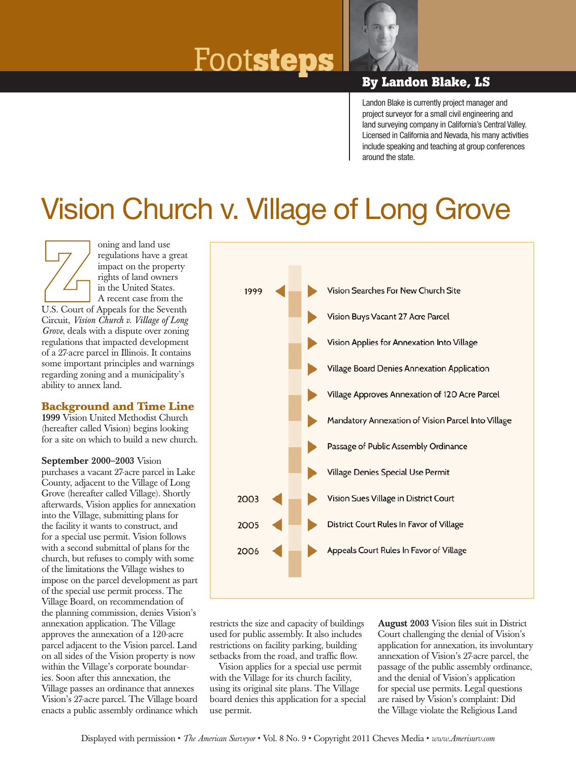# Footsteps

**By Landon Blake, LS**

Landon Blake is currently project manager and project surveyor for a small civil engineering and land surveying company in California's Central Valley. Licensed in California and Nevada, his many activities include speaking and teaching at group conferences around the state.

# Vision Church v. Village of Long Grove

Zoning and land use regulations have a great impact on the property rights of land owners in the United States. A recent case from the U.S. Court of Appeals for the Seventh Circuit, *Vision Church v. Village of Long Grove*, deals with a dispute over zoning regulations that impacted development of a 27-acre parcel in Illinois. It contains some important principles and warnings regarding zoning and a municipality's ability to annex land.

| Year | Event |
|---|---|
| 1999 | Vision Searches For New Church Site |
| | Vision Buys Vacant 27 Acre Parcel |
| | Vision Applies for Annexation Into Village |
| | Village Board Denies Annexation Application |
| | Village Approves Annexation of 120 Acre Parcel |
| | Mandatory Annexation of Vision Parcel Into Village |
| | Passage of Public Assembly Ordinance |
| | Village Denies Special Use Permit |
| 2003 | Vision Sues Village in District Court |
| 2005 | District Court Rules In Favor of Village |
| 2006 | Appeals Court Rules In Favor of Village |

## Background and Time Line

**1999** Vision United Methodist Church (hereafter called Vision) begins looking for a site on which to build a new church.

**September 2000–2003** Vision purchases a vacant 27-acre parcel in Lake County, adjacent to the Village of Long Grove (hereafter called Village). Shortly afterwards, Vision applies for annexation into the Village, submitting plans for the facility it wants to construct, and for a special use permit. Vision follows with a second submittal of plans for the church, but refuses to comply with some of the limitations the Village wishes to impose on the parcel development as part of the special use permit process. The Village Board, on recommendation of the planning commission, denies Vision's annexation application. The Village approves the annexation of a 120-acre parcel adjacent to the Vision parcel. Land on all sides of the Vision property is now within the Village's corporate boundaries. Soon after this annexation, the Village passes an ordinance that annexes Vision's 27-acre parcel. The Village board enacts a public assembly ordinance which restricts the size and capacity of buildings used for public assembly. It also includes restrictions on facility parking, building setbacks from the road, and traffic flow.

Vision applies for a special use permit with the Village for its church facility, using its original site plans. The Village board denies this application for a special use permit.

**August 2003** Vision files suit in District Court challenging the denial of Vision's application for annexation, its involuntary annexation of Vision's 27-acre parcel, the passage of the public assembly ordinance, and the denial of Vision's application for special use permits. Legal questions are raised by Vision's complaint: Did the Village violate the Religious Land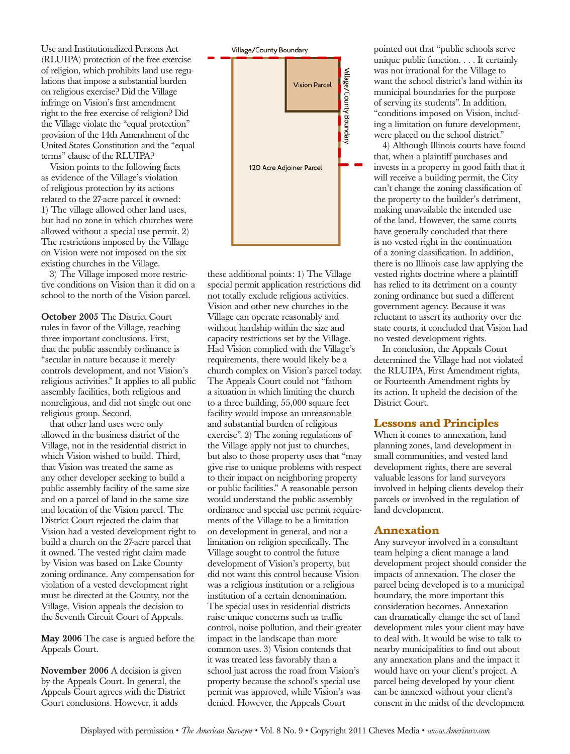Use and Institutionalized Persons Act (RLUIPA) protection of the free exercise of religion, which prohibits land use regulations that impose a substantial burden on religious exercise? Did the Village infringe on Vision's first amendment right to the free exercise of religion? Did the Village violate the "equal protection" provision of the 14th Amendment of the United States Constitution and the "equal terms" clause of the RLUIPA?

Vision points to the following facts as evidence of the Village's violation of religious protection by its actions related to the 27-acre parcel it owned: 1) The village allowed other land uses, but had no zone in which churches were allowed without a special use permit. 2) The restrictions imposed by the Village on Vision were not imposed on the six existing churches in the Village.

3) The Village imposed more restrictive conditions on Vision than it did on a school to the north of the Vision parcel.

**October 2005** The District Court rules in favor of the Village, reaching three important conclusions. First, that the public assembly ordinance is "secular in nature because it merely controls development, and not Vision's religious activities." It applies to all public assembly facilities, both religious and nonreligious, and did not single out one religious group. Second,

that other land uses were only allowed in the business district of the Village, not in the residential district in which Vision wished to build. Third, that Vision was treated the same as any other developer seeking to build a public assembly facility of the same size and on a parcel of land in the same size and location of the Vision parcel. The District Court rejected the claim that Vision had a vested development right to build a church on the 27-acre parcel that it owned. The vested right claim made by Vision was based on Lake County zoning ordinance. Any compensation for violation of a vested development right must be directed at the County, not the Village. Vision appeals the decision to the Seventh Circuit Court of Appeals.

**May 2006** The case is argued before the Appeals Court.

**November 2006** A decision is given by the Appeals Court. In general, the Appeals Court agrees with the District Court conclusions. However, it adds these additional points: 1) The Village special permit application restrictions did not totally exclude religious activities. Vision and other new churches in the Village can operate reasonably and without hardship within the size and capacity restrictions set by the Village. Had Vision complied with the Village's requirements, there would likely be a church complex on Vision's parcel today. The Appeals Court could not "fathom a situation in which limiting the church to a three building, 55,000 square feet facility would impose an unreasonable and substantial burden of religious exercise". 2) The zoning regulations of the Village apply not just to churches, but also to those property uses that "may give rise to unique problems with respect to their impact on neighboring property or public facilities." A reasonable person would understand the public assembly ordinance and special use permit requirements of the Village to be a limitation on development in general, and not a limitation on religion specifically. The Village sought to control the future development of Vision's property, but did not want this control because Vision was a religious institution or a religious institution of a certain denomination. The special uses in residential districts raise unique concerns such as traffic control, noise pollution, and their greater impact in the landscape than more common uses. 3) Vision contends that it was treated less favorably than a school just across the road from Vision's property because the school's special use permit was approved, while Vision's was denied. However, the Appeals Court pointed out that "public schools serve unique public function. . . . It certainly was not irrational for the Village to want the school district's land within its municipal boundaries for the purpose of serving its students". In addition, "conditions imposed on Vision, including a limitation on future development, were placed on the school district."

4) Although Illinois courts have found that, when a plaintiff purchases and invests in a property in good faith that it will receive a building permit, the City can't change the zoning classification of the property to the builder's detriment, making unavailable the intended use of the land. However, the same courts have generally concluded that there is no vested right in the continuation of a zoning classification. In addition, there is no Illinois case law applying the vested rights doctrine where a plaintiff has relied to its detriment on a county zoning ordinance but sued a different government agency. Because it was reluctant to assert its authority over the state courts, it concluded that Vision had no vested development rights.

In conclusion, the Appeals Court determined the Village had not violated the RLUIPA, First Amendment rights, or Fourteenth Amendment rights by its action. It upheld the decision of the District Court.

## Lessons and Principles

When it comes to annexation, land planning zones, land development in small communities, and vested land development rights, there are several valuable lessons for land surveyors involved in helping clients develop their parcels or involved in the regulation of land development.

## Annexation

Any surveyor involved in a consultant team helping a client manage a land development project should consider the impacts of annexation. The closer the parcel being developed is to a municipal boundary, the more important this consideration becomes. Annexation can dramatically change the set of land development rules your client may have to deal with. It would be wise to talk to nearby municipalities to find out about any annexation plans and the impact it would have on your client's project. A parcel being developed by your client can be annexed without your client's consent in the midst of the development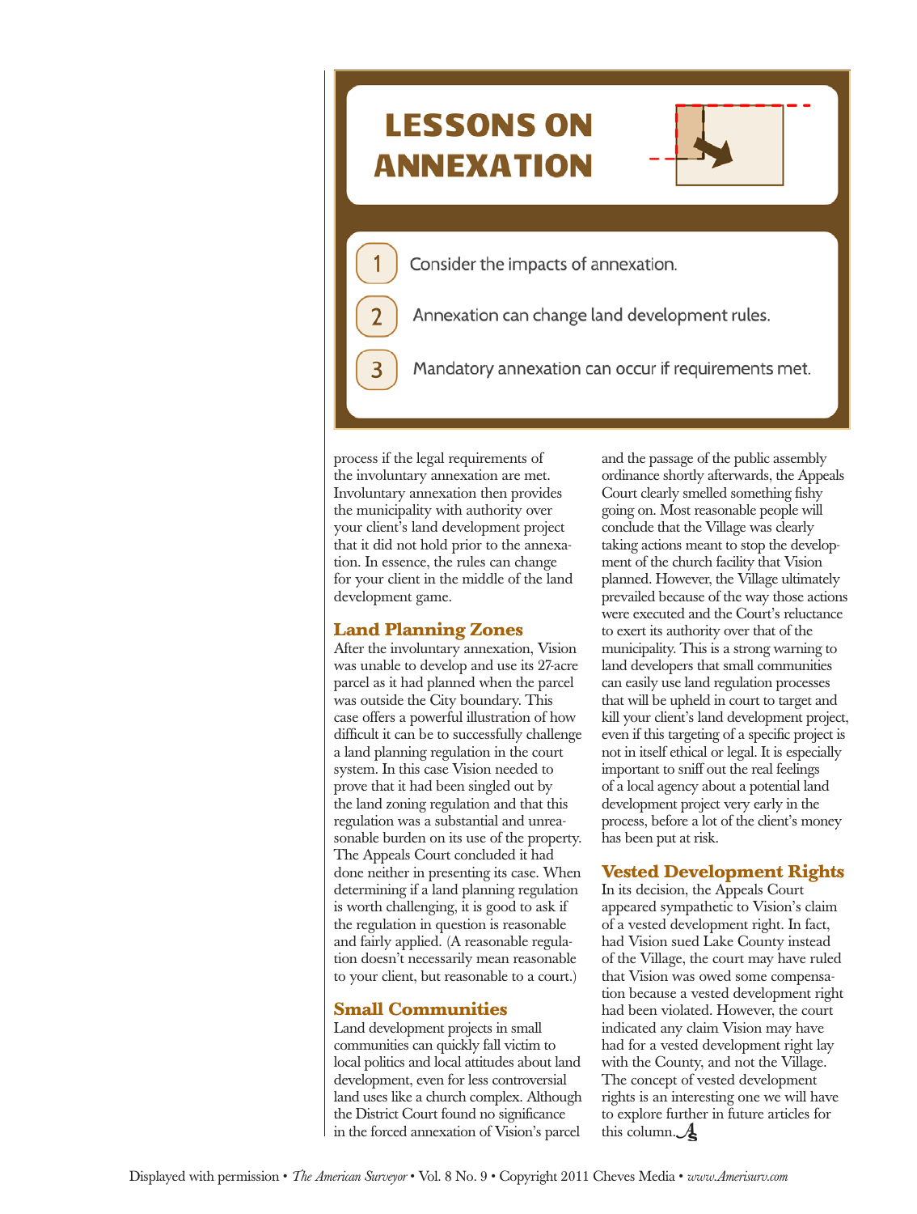## LESSONS ON ANNEXATION

1. Consider the impacts of annexation.
2. Annexation can change land development rules.
3. Mandatory annexation can occur if requirements met.

process if the legal requirements of the involuntary annexation are met. Involuntary annexation then provides the municipality with authority over your client's land development project that it did not hold prior to the annexation. In essence, the rules can change for your client in the middle of the land development game.

### Land Planning Zones

After the involuntary annexation, Vision was unable to develop and use its 27-acre parcel as it had planned when the parcel was outside the City boundary. This case offers a powerful illustration of how difficult it can be to successfully challenge a land planning regulation in the court system. In this case Vision needed to prove that it had been singled out by the land zoning regulation and that this regulation was a substantial and unreasonable burden on its use of the property. The Appeals Court concluded it had done neither in presenting its case. When determining if a land planning regulation is worth challenging, it is good to ask if the regulation in question is reasonable and fairly applied. (A reasonable regulation doesn't necessarily mean reasonable to your client, but reasonable to a court.)

### Small Communities

Land development projects in small communities can quickly fall victim to local politics and local attitudes about land development, even for less controversial land uses like a church complex. Although the District Court found no significance in the forced annexation of Vision's parcel and the passage of the public assembly ordinance shortly afterwards, the Appeals Court clearly smelled something fishy going on. Most reasonable people will conclude that the Village was clearly taking actions meant to stop the development of the church facility that Vision planned. However, the Village ultimately prevailed because of the way those actions were executed and the Court's reluctance to exert its authority over that of the municipality. This is a strong warning to land developers that small communities can easily use land regulation processes that will be upheld in court to target and kill your client's land development project, even if this targeting of a specific project is not in itself ethical or legal. It is especially important to sniff out the real feelings of a local agency about a potential land development project very early in the process, before a lot of the client's money has been put at risk.

### Vested Development Rights

In its decision, the Appeals Court appeared sympathetic to Vision's claim of a vested development right. In fact, had Vision sued Lake County instead of the Village, the court may have ruled that Vision was owed some compensation because a vested development right had been violated. However, the court indicated any claim Vision may have had for a vested development right lay with the County, and not the Village. The concept of vested development rights is an interesting one we will have to explore further in future articles for this column.